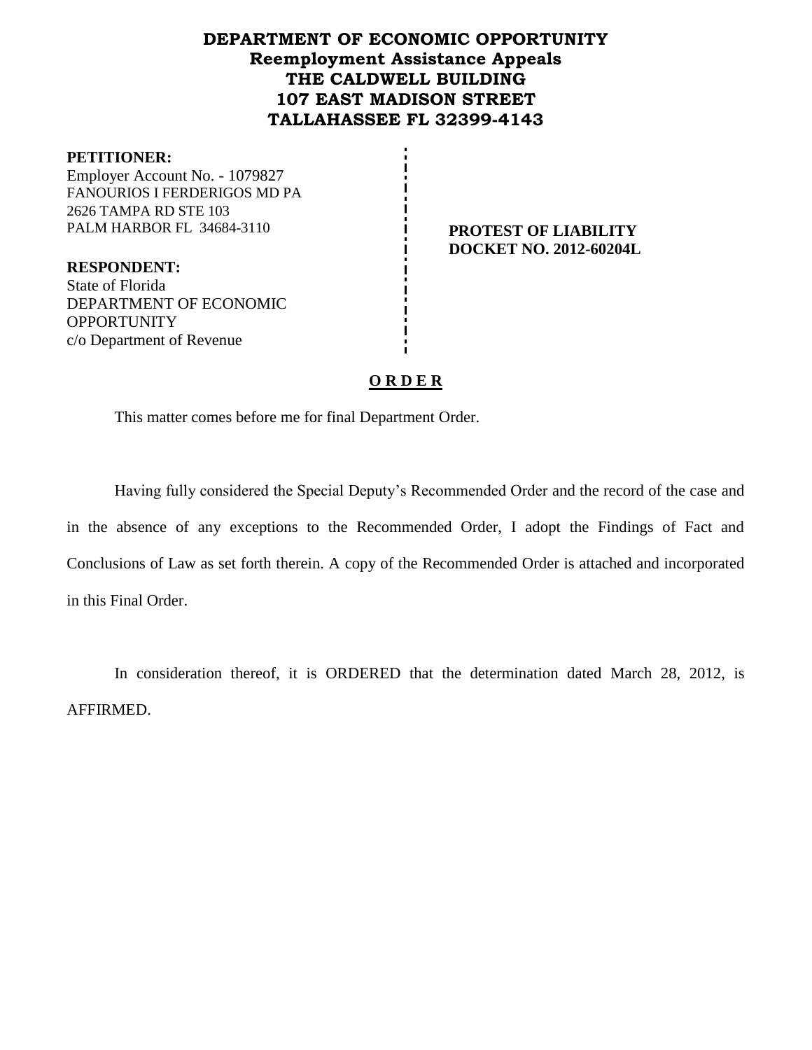# DEPARTMENT OF ECONOMIC OPPORTUNITY
## Reemployment Assistance Appeals
## THE CALDWELL BUILDING
## 107 EAST MADISON STREET
## TALLAHASSEE FL 32399-4143

**PETITIONER:**
Employer Account No. - 1079827
FANOURIOS I FERDERIGOS MD PA
2626 TAMPA RD STE 103
PALM HARBOR FL 34684-3110

**RESPONDENT:**
State of Florida
DEPARTMENT OF ECONOMIC OPPORTUNITY
c/o Department of Revenue

**PROTEST OF LIABILITY**
**DOCKET NO. 2012-60204L**

**O R D E R**

This matter comes before me for final Department Order.

Having fully considered the Special Deputy's Recommended Order and the record of the case and in the absence of any exceptions to the Recommended Order, I adopt the Findings of Fact and Conclusions of Law as set forth therein. A copy of the Recommended Order is attached and incorporated in this Final Order.

In consideration thereof, it is ORDERED that the determination dated March 28, 2012, is AFFIRMED.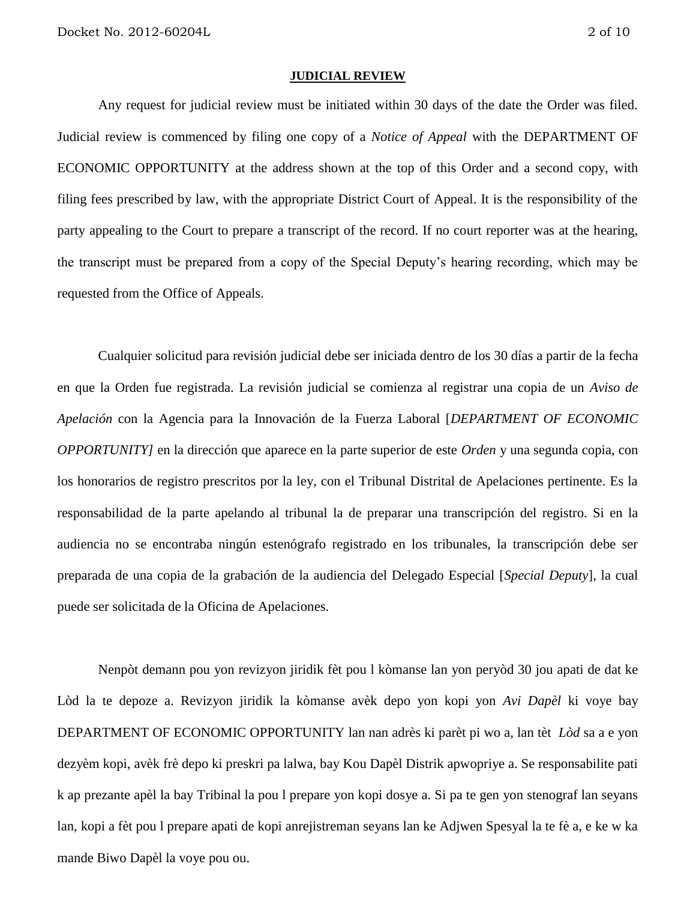**JUDICIAL REVIEW**

Any request for judicial review must be initiated within 30 days of the date the Order was filed. Judicial review is commenced by filing one copy of a *Notice of Appeal* with the DEPARTMENT OF ECONOMIC OPPORTUNITY at the address shown at the top of this Order and a second copy, with filing fees prescribed by law, with the appropriate District Court of Appeal. It is the responsibility of the party appealing to the Court to prepare a transcript of the record. If no court reporter was at the hearing, the transcript must be prepared from a copy of the Special Deputy's hearing recording, which may be requested from the Office of Appeals.

Cualquier solicitud para revisión judicial debe ser iniciada dentro de los 30 días a partir de la fecha en que la Orden fue registrada. La revisión judicial se comienza al registrar una copia de un *Aviso de Apelación* con la Agencia para la Innovación de la Fuerza Laboral [*DEPARTMENT OF ECONOMIC OPPORTUNITY]* en la dirección que aparece en la parte superior de este *Orden* y una segunda copia, con los honorarios de registro prescritos por la ley, con el Tribunal Distrital de Apelaciones pertinente. Es la responsabilidad de la parte apelando al tribunal la de preparar una transcripción del registro. Si en la audiencia no se encontraba ningún estenógrafo registrado en los tribunales, la transcripción debe ser preparada de una copia de la grabación de la audiencia del Delegado Especial [*Special Deputy*], la cual puede ser solicitada de la Oficina de Apelaciones.

Nenpòt demann pou yon revizyon jiridik fèt pou l kòmanse lan yon peryòd 30 jou apati de dat ke Lòd la te depoze a. Revizyon jiridik la kòmanse avèk depo yon kopi yon *Avi Dapèl* ki voye bay DEPARTMENT OF ECONOMIC OPPORTUNITY lan nan adrès ki parèt pi wo a, lan tèt *Lòd* sa a e yon dezyèm kopi, avèk frè depo ki preskri pa lalwa, bay Kou Dapèl Distrik apwopriye a. Se responsabilite pati k ap prezante apèl la bay Tribinal la pou l prepare yon kopi dosye a. Si pa te gen yon stenograf lan seyans lan, kopi a fèt pou l prepare apati de kopi anrejistreman seyans lan ke Adjwen Spesyal la te fè a, e ke w ka mande Biwo Dapèl la voye pou ou.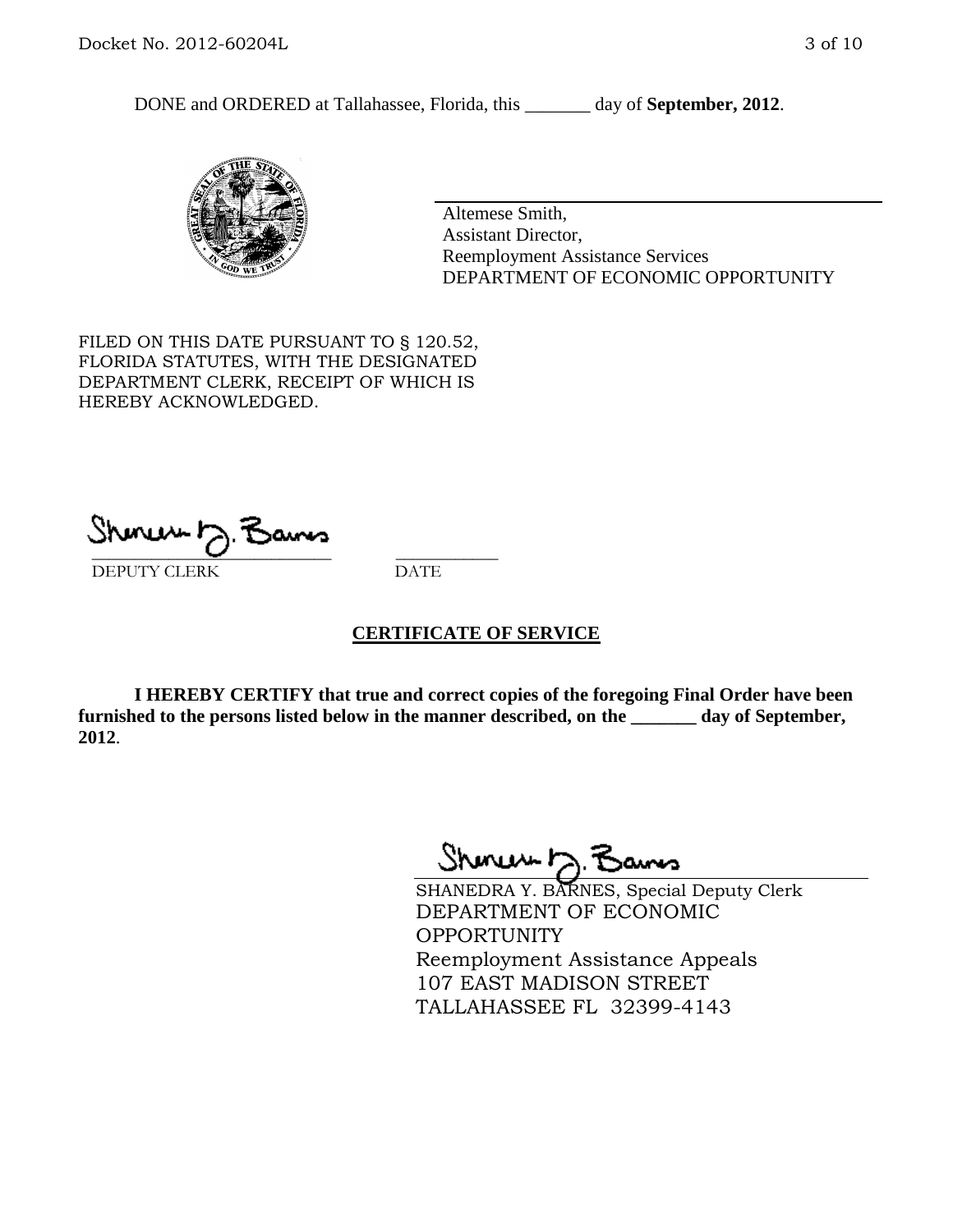DONE and ORDERED at Tallahassee, Florida, this _______ day of **September, 2012**.

Altemese Smith,
Assistant Director,
Reemployment Assistance Services
DEPARTMENT OF ECONOMIC OPPORTUNITY

FILED ON THIS DATE PURSUANT TO § 120.52, FLORIDA STATUTES, WITH THE DESIGNATED DEPARTMENT CLERK, RECEIPT OF WHICH IS HEREBY ACKNOWLEDGED.

___________________________ ___________
DEPUTY CLERK DATE

## CERTIFICATE OF SERVICE

**I HEREBY CERTIFY that true and correct copies of the foregoing Final Order have been furnished to the persons listed below in the manner described, on the _______ day of September, 2012**.

SHANEDRA Y. BARNES, Special Deputy Clerk
DEPARTMENT OF ECONOMIC OPPORTUNITY
Reemployment Assistance Appeals
107 EAST MADISON STREET
TALLAHASSEE FL 32399-4143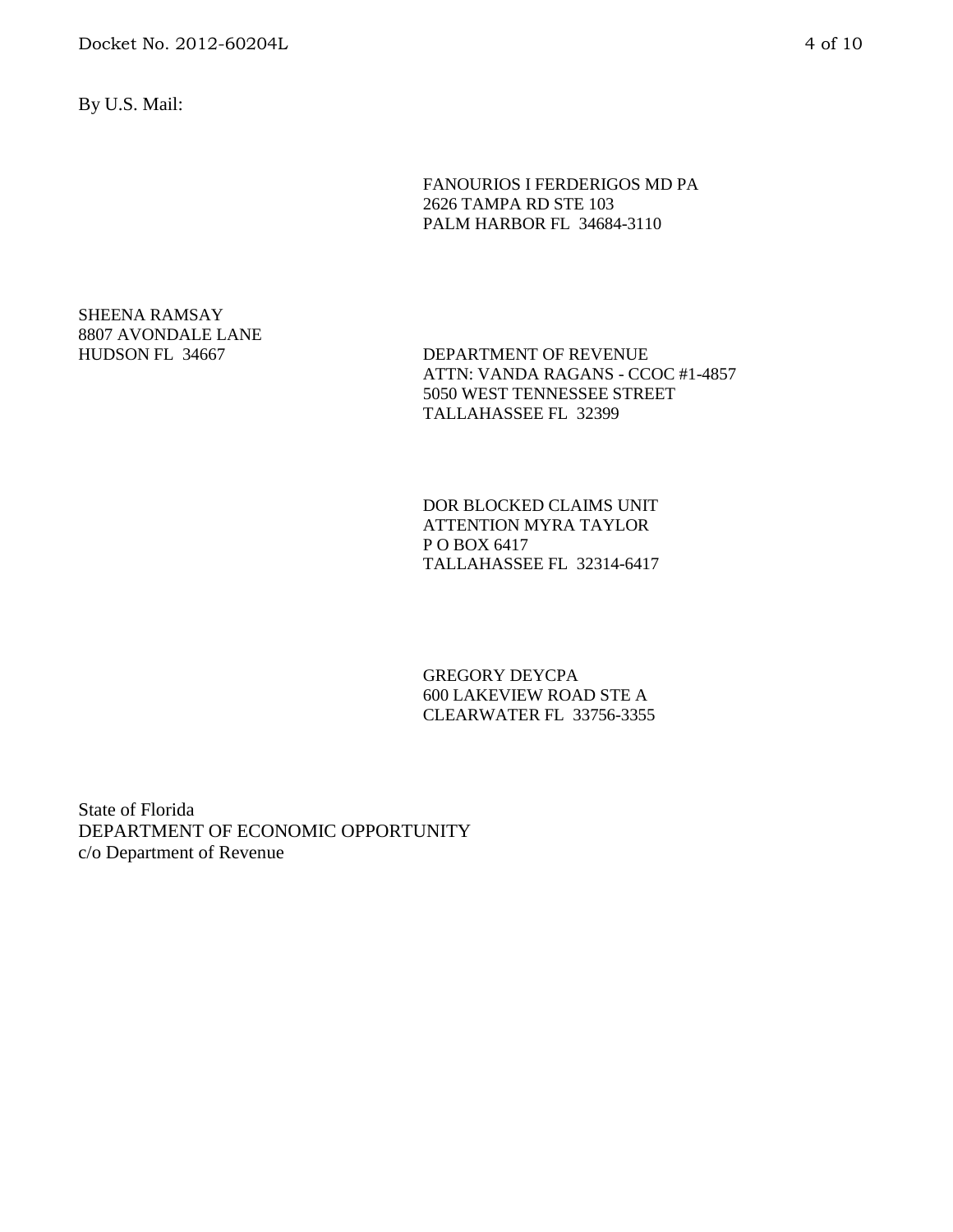By U.S. Mail:

FANOURIOS I FERDERIGOS MD PA
2626 TAMPA RD STE 103
PALM HARBOR FL 34684-3110

SHEENA RAMSAY
8807 AVONDALE LANE
HUDSON FL 34667

DEPARTMENT OF REVENUE
ATTN: VANDA RAGANS - CCOC #1-4857
5050 WEST TENNESSEE STREET
TALLAHASSEE FL 32399

DOR BLOCKED CLAIMS UNIT
ATTENTION MYRA TAYLOR
P O BOX 6417
TALLAHASSEE FL 32314-6417

GREGORY DEYCPA
600 LAKEVIEW ROAD STE A
CLEARWATER FL 33756-3355

State of Florida
DEPARTMENT OF ECONOMIC OPPORTUNITY
c/o Department of Revenue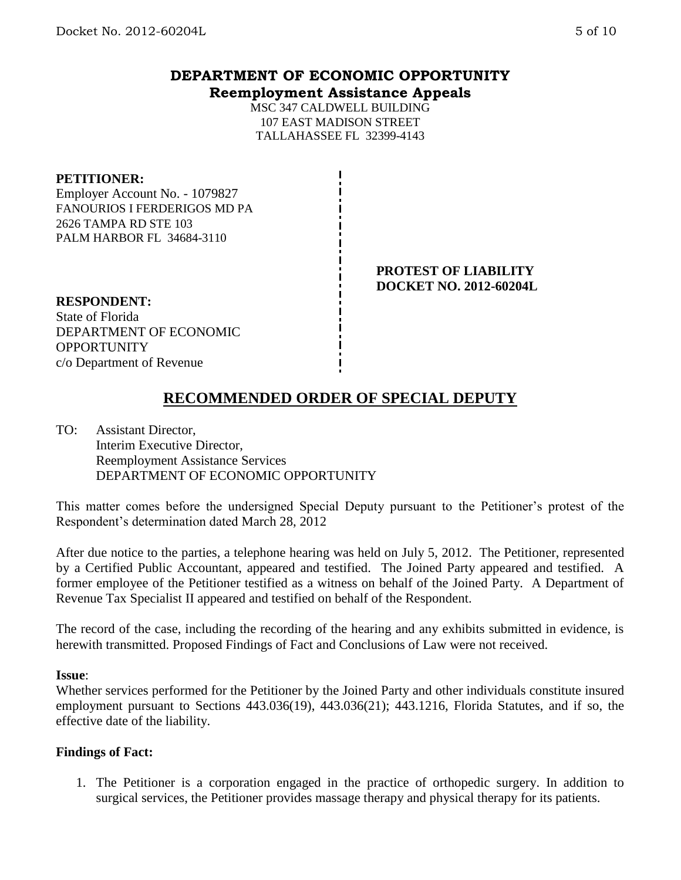# DEPARTMENT OF ECONOMIC OPPORTUNITY
## Reemployment Assistance Appeals

MSC 347 CALDWELL BUILDING
107 EAST MADISON STREET
TALLAHASSEE FL 32399-4143

**PETITIONER:**
Employer Account No. - 1079827
FANOURIOS I FERDERIGOS MD PA
2626 TAMPA RD STE 103
PALM HARBOR FL 34684-3110

**PROTEST OF LIABILITY**
**DOCKET NO. 2012-60204L**

**RESPONDENT:**
State of Florida
DEPARTMENT OF ECONOMIC OPPORTUNITY
c/o Department of Revenue

## RECOMMENDED ORDER OF SPECIAL DEPUTY

TO: Assistant Director,
Interim Executive Director,
Reemployment Assistance Services
DEPARTMENT OF ECONOMIC OPPORTUNITY

This matter comes before the undersigned Special Deputy pursuant to the Petitioner's protest of the Respondent's determination dated March 28, 2012

After due notice to the parties, a telephone hearing was held on July 5, 2012. The Petitioner, represented by a Certified Public Accountant, appeared and testified. The Joined Party appeared and testified. A former employee of the Petitioner testified as a witness on behalf of the Joined Party. A Department of Revenue Tax Specialist II appeared and testified on behalf of the Respondent.

The record of the case, including the recording of the hearing and any exhibits submitted in evidence, is herewith transmitted. Proposed Findings of Fact and Conclusions of Law were not received.

**Issue**:
Whether services performed for the Petitioner by the Joined Party and other individuals constitute insured employment pursuant to Sections 443.036(19), 443.036(21); 443.1216, Florida Statutes, and if so, the effective date of the liability.

**Findings of Fact:**

1. The Petitioner is a corporation engaged in the practice of orthopedic surgery. In addition to surgical services, the Petitioner provides massage therapy and physical therapy for its patients.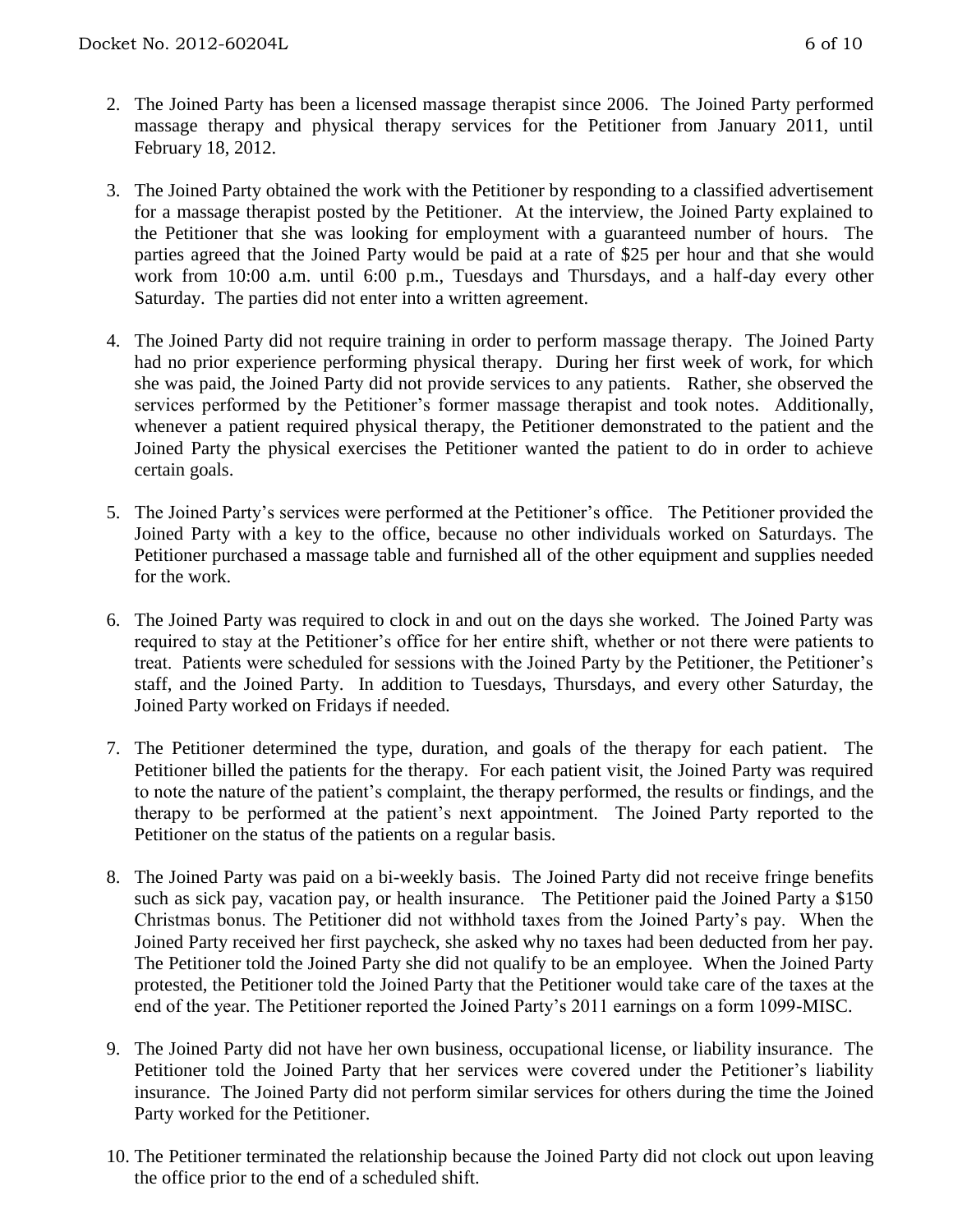2. The Joined Party has been a licensed massage therapist since 2006. The Joined Party performed massage therapy and physical therapy services for the Petitioner from January 2011, until February 18, 2012.

3. The Joined Party obtained the work with the Petitioner by responding to a classified advertisement for a massage therapist posted by the Petitioner. At the interview, the Joined Party explained to the Petitioner that she was looking for employment with a guaranteed number of hours. The parties agreed that the Joined Party would be paid at a rate of $25 per hour and that she would work from 10:00 a.m. until 6:00 p.m., Tuesdays and Thursdays, and a half-day every other Saturday. The parties did not enter into a written agreement.

4. The Joined Party did not require training in order to perform massage therapy. The Joined Party had no prior experience performing physical therapy. During her first week of work, for which she was paid, the Joined Party did not provide services to any patients. Rather, she observed the services performed by the Petitioner's former massage therapist and took notes. Additionally, whenever a patient required physical therapy, the Petitioner demonstrated to the patient and the Joined Party the physical exercises the Petitioner wanted the patient to do in order to achieve certain goals.

5. The Joined Party's services were performed at the Petitioner's office. The Petitioner provided the Joined Party with a key to the office, because no other individuals worked on Saturdays. The Petitioner purchased a massage table and furnished all of the other equipment and supplies needed for the work.

6. The Joined Party was required to clock in and out on the days she worked. The Joined Party was required to stay at the Petitioner's office for her entire shift, whether or not there were patients to treat. Patients were scheduled for sessions with the Joined Party by the Petitioner, the Petitioner's staff, and the Joined Party. In addition to Tuesdays, Thursdays, and every other Saturday, the Joined Party worked on Fridays if needed.

7. The Petitioner determined the type, duration, and goals of the therapy for each patient. The Petitioner billed the patients for the therapy. For each patient visit, the Joined Party was required to note the nature of the patient's complaint, the therapy performed, the results or findings, and the therapy to be performed at the patient's next appointment. The Joined Party reported to the Petitioner on the status of the patients on a regular basis.

8. The Joined Party was paid on a bi-weekly basis. The Joined Party did not receive fringe benefits such as sick pay, vacation pay, or health insurance. The Petitioner paid the Joined Party a $150 Christmas bonus. The Petitioner did not withhold taxes from the Joined Party's pay. When the Joined Party received her first paycheck, she asked why no taxes had been deducted from her pay. The Petitioner told the Joined Party she did not qualify to be an employee. When the Joined Party protested, the Petitioner told the Joined Party that the Petitioner would take care of the taxes at the end of the year. The Petitioner reported the Joined Party's 2011 earnings on a form 1099-MISC.

9. The Joined Party did not have her own business, occupational license, or liability insurance. The Petitioner told the Joined Party that her services were covered under the Petitioner's liability insurance. The Joined Party did not perform similar services for others during the time the Joined Party worked for the Petitioner.

10. The Petitioner terminated the relationship because the Joined Party did not clock out upon leaving the office prior to the end of a scheduled shift.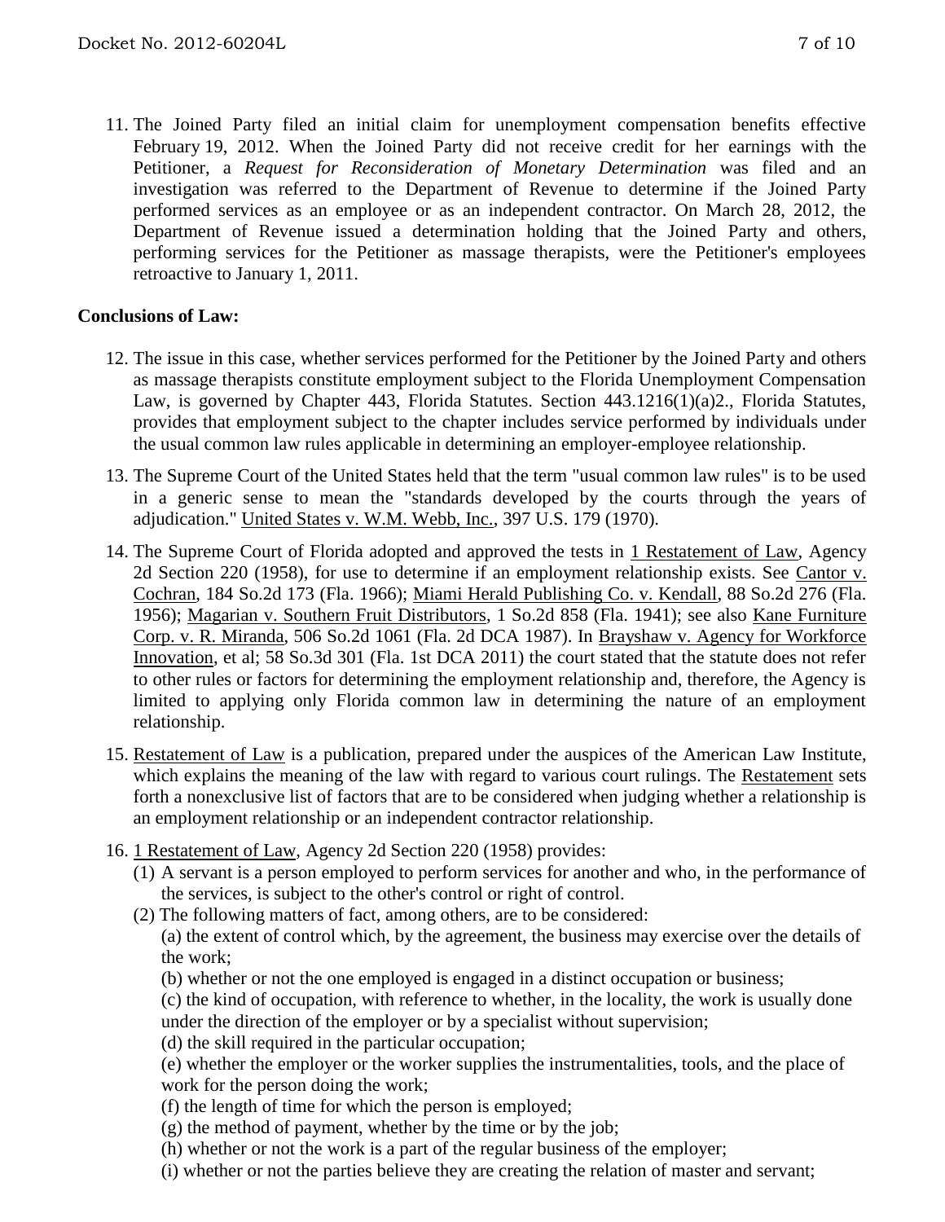11. The Joined Party filed an initial claim for unemployment compensation benefits effective February 19, 2012. When the Joined Party did not receive credit for her earnings with the Petitioner, a *Request for Reconsideration of Monetary Determination* was filed and an investigation was referred to the Department of Revenue to determine if the Joined Party performed services as an employee or as an independent contractor. On March 28, 2012, the Department of Revenue issued a determination holding that the Joined Party and others, performing services for the Petitioner as massage therapists, were the Petitioner's employees retroactive to January 1, 2011.

**Conclusions of Law:**

12. The issue in this case, whether services performed for the Petitioner by the Joined Party and others as massage therapists constitute employment subject to the Florida Unemployment Compensation Law, is governed by Chapter 443, Florida Statutes. Section 443.1216(1)(a)2., Florida Statutes, provides that employment subject to the chapter includes service performed by individuals under the usual common law rules applicable in determining an employer-employee relationship.

13. The Supreme Court of the United States held that the term "usual common law rules" is to be used in a generic sense to mean the "standards developed by the courts through the years of adjudication." United States v. W.M. Webb, Inc., 397 U.S. 179 (1970).

14. The Supreme Court of Florida adopted and approved the tests in 1 Restatement of Law, Agency 2d Section 220 (1958), for use to determine if an employment relationship exists. See Cantor v. Cochran, 184 So.2d 173 (Fla. 1966); Miami Herald Publishing Co. v. Kendall, 88 So.2d 276 (Fla. 1956); Magarian v. Southern Fruit Distributors, 1 So.2d 858 (Fla. 1941); see also Kane Furniture Corp. v. R. Miranda, 506 So.2d 1061 (Fla. 2d DCA 1987). In Brayshaw v. Agency for Workforce Innovation, et al; 58 So.3d 301 (Fla. 1st DCA 2011) the court stated that the statute does not refer to other rules or factors for determining the employment relationship and, therefore, the Agency is limited to applying only Florida common law in determining the nature of an employment relationship.

15. Restatement of Law is a publication, prepared under the auspices of the American Law Institute, which explains the meaning of the law with regard to various court rulings. The Restatement sets forth a nonexclusive list of factors that are to be considered when judging whether a relationship is an employment relationship or an independent contractor relationship.

16. 1 Restatement of Law, Agency 2d Section 220 (1958) provides:
    (1) A servant is a person employed to perform services for another and who, in the performance of the services, is subject to the other's control or right of control.
    (2) The following matters of fact, among others, are to be considered:
    (a) the extent of control which, by the agreement, the business may exercise over the details of the work;
    (b) whether or not the one employed is engaged in a distinct occupation or business;
    (c) the kind of occupation, with reference to whether, in the locality, the work is usually done under the direction of the employer or by a specialist without supervision;
    (d) the skill required in the particular occupation;
    (e) whether the employer or the worker supplies the instrumentalities, tools, and the place of work for the person doing the work;
    (f) the length of time for which the person is employed;
    (g) the method of payment, whether by the time or by the job;
    (h) whether or not the work is a part of the regular business of the employer;
    (i) whether or not the parties believe they are creating the relation of master and servant;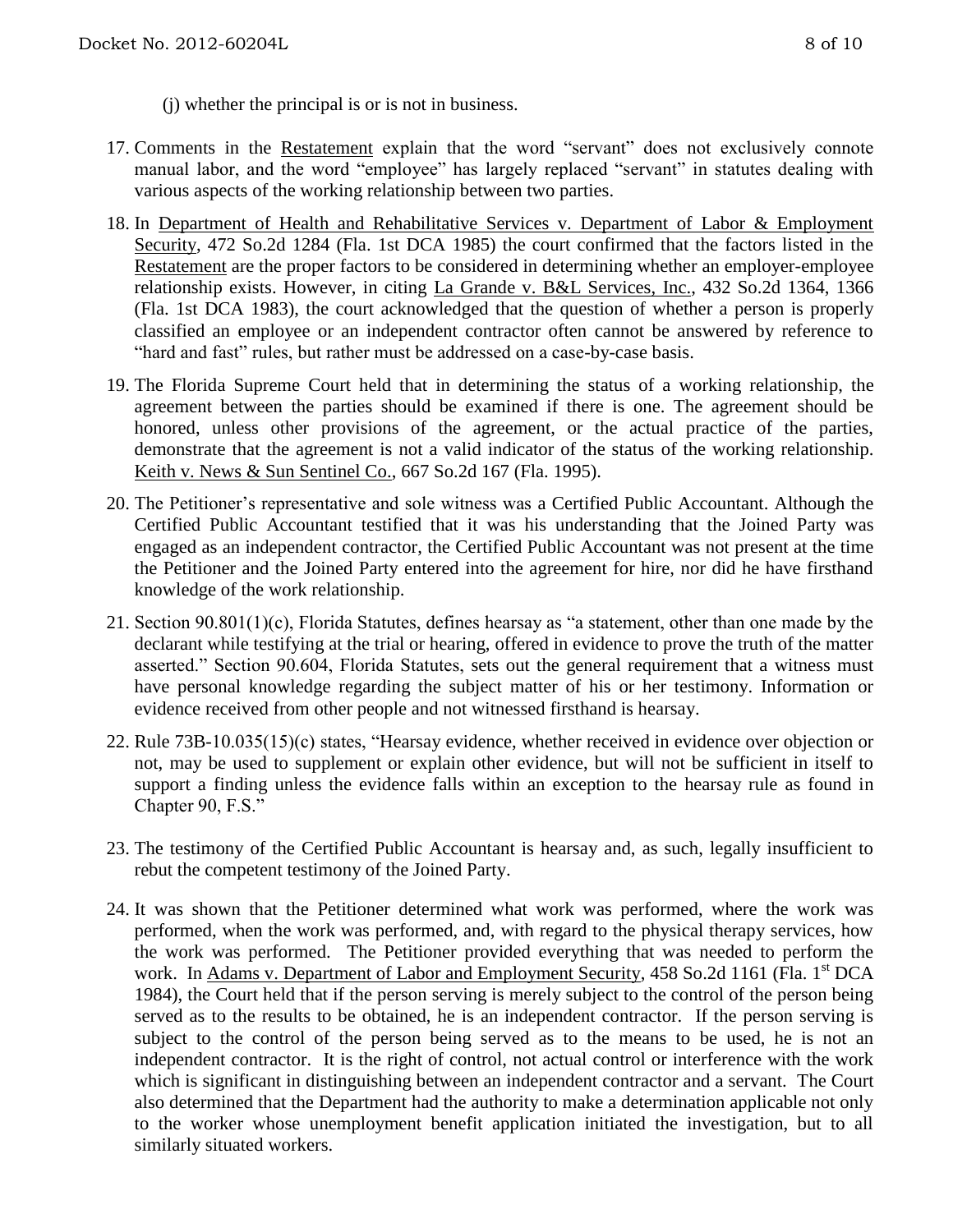(j) whether the principal is or is not in business.

17. Comments in the Restatement explain that the word "servant" does not exclusively connote manual labor, and the word "employee" has largely replaced "servant" in statutes dealing with various aspects of the working relationship between two parties.

18. In Department of Health and Rehabilitative Services v. Department of Labor & Employment Security, 472 So.2d 1284 (Fla. 1st DCA 1985) the court confirmed that the factors listed in the Restatement are the proper factors to be considered in determining whether an employer-employee relationship exists. However, in citing La Grande v. B&L Services, Inc., 432 So.2d 1364, 1366 (Fla. 1st DCA 1983), the court acknowledged that the question of whether a person is properly classified an employee or an independent contractor often cannot be answered by reference to "hard and fast" rules, but rather must be addressed on a case-by-case basis.

19. The Florida Supreme Court held that in determining the status of a working relationship, the agreement between the parties should be examined if there is one. The agreement should be honored, unless other provisions of the agreement, or the actual practice of the parties, demonstrate that the agreement is not a valid indicator of the status of the working relationship. Keith v. News & Sun Sentinel Co., 667 So.2d 167 (Fla. 1995).

20. The Petitioner's representative and sole witness was a Certified Public Accountant. Although the Certified Public Accountant testified that it was his understanding that the Joined Party was engaged as an independent contractor, the Certified Public Accountant was not present at the time the Petitioner and the Joined Party entered into the agreement for hire, nor did he have firsthand knowledge of the work relationship.

21. Section 90.801(1)(c), Florida Statutes, defines hearsay as "a statement, other than one made by the declarant while testifying at the trial or hearing, offered in evidence to prove the truth of the matter asserted." Section 90.604, Florida Statutes, sets out the general requirement that a witness must have personal knowledge regarding the subject matter of his or her testimony. Information or evidence received from other people and not witnessed firsthand is hearsay.

22. Rule 73B-10.035(15)(c) states, "Hearsay evidence, whether received in evidence over objection or not, may be used to supplement or explain other evidence, but will not be sufficient in itself to support a finding unless the evidence falls within an exception to the hearsay rule as found in Chapter 90, F.S."

23. The testimony of the Certified Public Accountant is hearsay and, as such, legally insufficient to rebut the competent testimony of the Joined Party.

24. It was shown that the Petitioner determined what work was performed, where the work was performed, when the work was performed, and, with regard to the physical therapy services, how the work was performed. The Petitioner provided everything that was needed to perform the work. In Adams v. Department of Labor and Employment Security, 458 So.2d 1161 (Fla. 1st DCA 1984), the Court held that if the person serving is merely subject to the control of the person being served as to the results to be obtained, he is an independent contractor. If the person serving is subject to the control of the person being served as to the means to be used, he is not an independent contractor. It is the right of control, not actual control or interference with the work which is significant in distinguishing between an independent contractor and a servant. The Court also determined that the Department had the authority to make a determination applicable not only to the worker whose unemployment benefit application initiated the investigation, but to all similarly situated workers.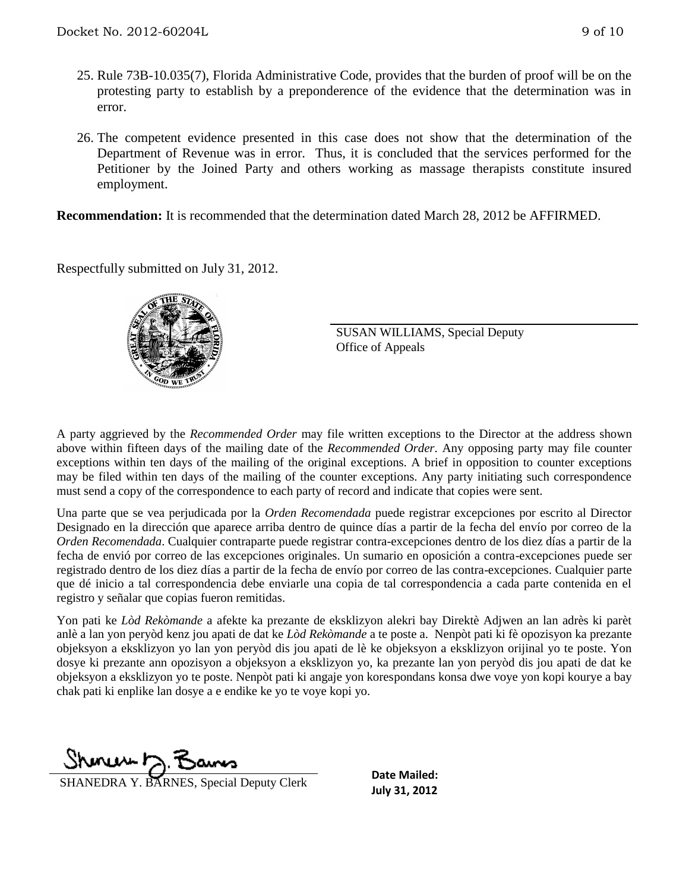25. Rule 73B-10.035(7), Florida Administrative Code, provides that the burden of proof will be on the protesting party to establish by a preponderence of the evidence that the determination was in error.

26. The competent evidence presented in this case does not show that the determination of the Department of Revenue was in error. Thus, it is concluded that the services performed for the Petitioner by the Joined Party and others working as massage therapists constitute insured employment.

**Recommendation:** It is recommended that the determination dated March 28, 2012 be AFFIRMED.

Respectfully submitted on July 31, 2012.

SUSAN WILLIAMS, Special Deputy
Office of Appeals

A party aggrieved by the *Recommended Order* may file written exceptions to the Director at the address shown above within fifteen days of the mailing date of the *Recommended Order*. Any opposing party may file counter exceptions within ten days of the mailing of the original exceptions. A brief in opposition to counter exceptions may be filed within ten days of the mailing of the counter exceptions. Any party initiating such correspondence must send a copy of the correspondence to each party of record and indicate that copies were sent.

Una parte que se vea perjudicada por la *Orden Recomendada* puede registrar excepciones por escrito al Director Designado en la dirección que aparece arriba dentro de quince días a partir de la fecha del envío por correo de la *Orden Recomendada*. Cualquier contraparte puede registrar contra-excepciones dentro de los diez días a partir de la fecha de envió por correo de las excepciones originales. Un sumario en oposición a contra-excepciones puede ser registrado dentro de los diez días a partir de la fecha de envío por correo de las contra-excepciones. Cualquier parte que dé inicio a tal correspondencia debe enviarle una copia de tal correspondencia a cada parte contenida en el registro y señalar que copias fueron remitidas.

Yon pati ke *Lòd Rekòmande* a afekte ka prezante de eksklizyon alekri bay Direktè Adjwen an lan adrès ki parèt anlè a lan yon peryòd kenz jou apati de dat ke *Lòd Rekòmande* a te poste a. Nenpòt pati ki fè opozisyon ka prezante objeksyon a eksklizyon yo lan yon peryòd dis jou apati de lè ke objeksyon a eksklizyon orijinal yo te poste. Yon dosye ki prezante ann opozisyon a objeksyon a eksklizyon yo, ka prezante lan yon peryòd dis jou apati de dat ke objeksyon a eksklizyon yo te poste. Nenpòt pati ki angaje yon korespondans konsa dwe voye yon kopi kourye a bay chak pati ki enplike lan dosye a e endike ke yo te voye kopi yo.

SHANEDRA Y. BARNES, Special Deputy Clerk

**Date Mailed:**
**July 31, 2012**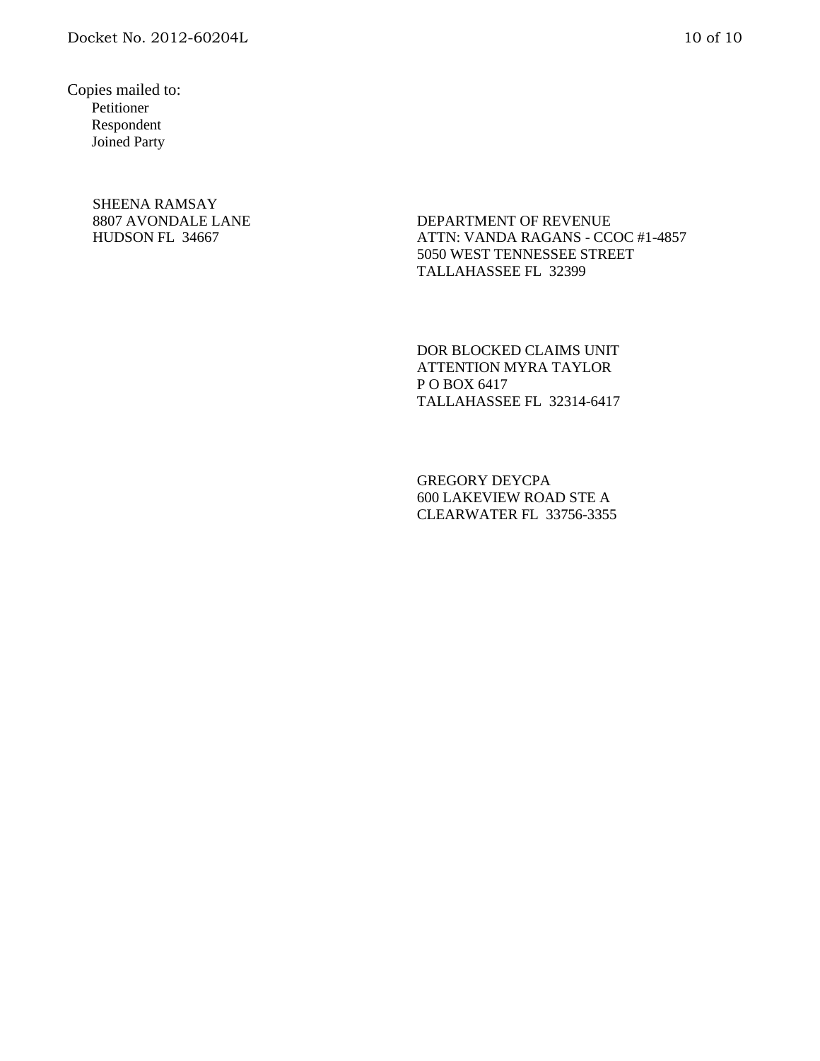Copies mailed to:

Petitioner
Respondent
Joined Party

SHEENA RAMSAY
8807 AVONDALE LANE
HUDSON FL 34667

DEPARTMENT OF REVENUE
ATTN: VANDA RAGANS - CCOC #1-4857
5050 WEST TENNESSEE STREET
TALLAHASSEE FL 32399

DOR BLOCKED CLAIMS UNIT
ATTENTION MYRA TAYLOR
P O BOX 6417
TALLAHASSEE FL 32314-6417

GREGORY DEYCPA
600 LAKEVIEW ROAD STE A
CLEARWATER FL 33756-3355